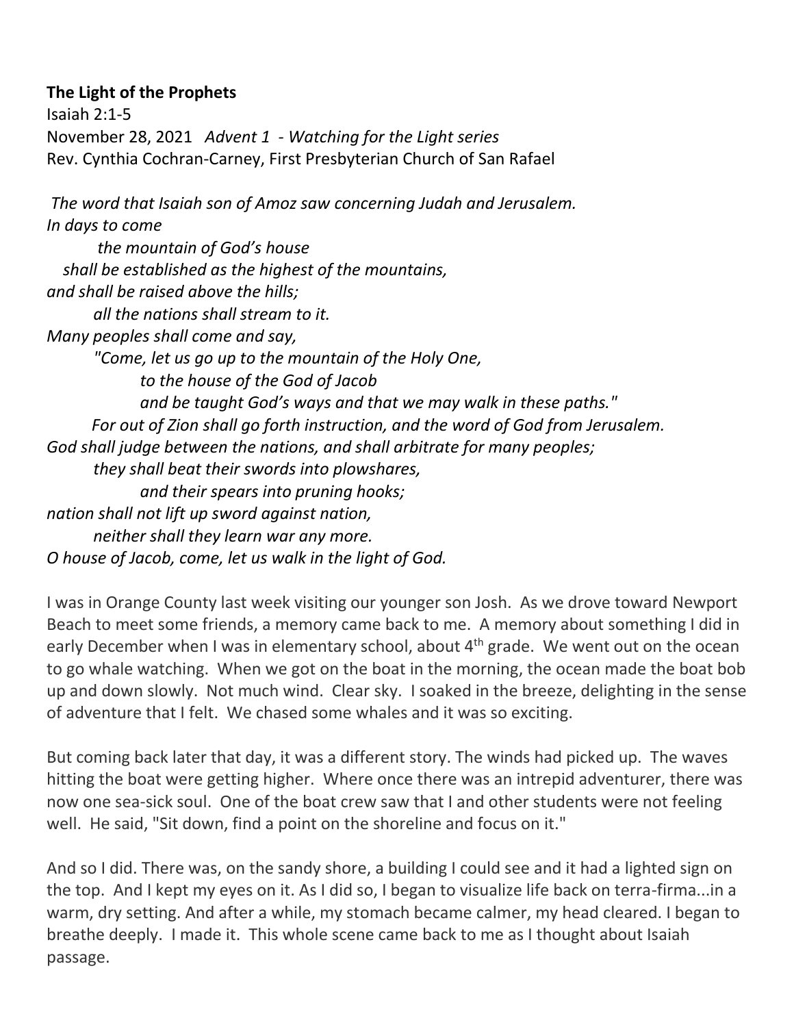**The Light of the Prophets**
Isaiah 2:1-5
November 28, 2021 *Advent 1 - Watching for the Light series*
Rev. Cynthia Cochran-Carney, First Presbyterian Church of San Rafael

*The word that Isaiah son of Amoz saw concerning Judah and Jerusalem.*
*In days to come*
*the mountain of God's house*
*shall be established as the highest of the mountains,*
*and shall be raised above the hills;*
*all the nations shall stream to it.*
*Many peoples shall come and say,*
*"Come, let us go up to the mountain of the Holy One,*
*to the house of the God of Jacob*
*and be taught God's ways and that we may walk in these paths."*
*For out of Zion shall go forth instruction, and the word of God from Jerusalem.*
*God shall judge between the nations, and shall arbitrate for many peoples;*
*they shall beat their swords into plowshares,*
*and their spears into pruning hooks;*
*nation shall not lift up sword against nation,*
*neither shall they learn war any more.*
*O house of Jacob, come, let us walk in the light of God.*

I was in Orange County last week visiting our younger son Josh. As we drove toward Newport Beach to meet some friends, a memory came back to me. A memory about something I did in early December when I was in elementary school, about 4th grade. We went out on the ocean to go whale watching. When we got on the boat in the morning, the ocean made the boat bob up and down slowly. Not much wind. Clear sky. I soaked in the breeze, delighting in the sense of adventure that I felt. We chased some whales and it was so exciting.

But coming back later that day, it was a different story. The winds had picked up. The waves hitting the boat were getting higher. Where once there was an intrepid adventurer, there was now one sea-sick soul. One of the boat crew saw that I and other students were not feeling well. He said, "Sit down, find a point on the shoreline and focus on it."

And so I did. There was, on the sandy shore, a building I could see and it had a lighted sign on the top. And I kept my eyes on it. As I did so, I began to visualize life back on terra-firma...in a warm, dry setting. And after a while, my stomach became calmer, my head cleared. I began to breathe deeply. I made it. This whole scene came back to me as I thought about Isaiah passage.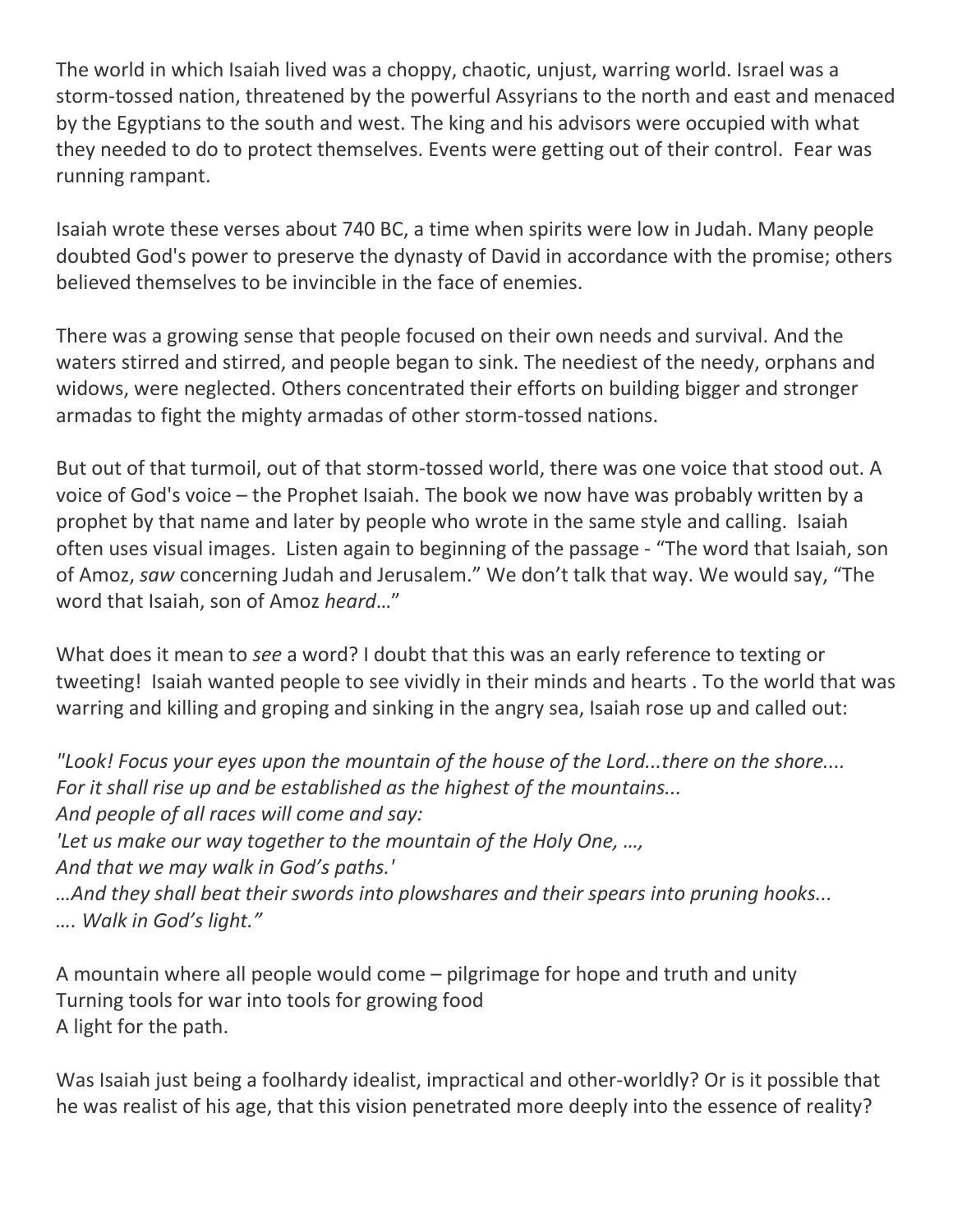The world in which Isaiah lived was a choppy, chaotic, unjust, warring world. Israel was a storm-tossed nation, threatened by the powerful Assyrians to the north and east and menaced by the Egyptians to the south and west. The king and his advisors were occupied with what they needed to do to protect themselves. Events were getting out of their control. Fear was running rampant.

Isaiah wrote these verses about 740 BC, a time when spirits were low in Judah. Many people doubted God's power to preserve the dynasty of David in accordance with the promise; others believed themselves to be invincible in the face of enemies.

There was a growing sense that people focused on their own needs and survival. And the waters stirred and stirred, and people began to sink. The neediest of the needy, orphans and widows, were neglected. Others concentrated their efforts on building bigger and stronger armadas to fight the mighty armadas of other storm-tossed nations.

But out of that turmoil, out of that storm-tossed world, there was one voice that stood out. A voice of God's voice – the Prophet Isaiah. The book we now have was probably written by a prophet by that name and later by people who wrote in the same style and calling. Isaiah often uses visual images. Listen again to beginning of the passage - "The word that Isaiah, son of Amoz, *saw* concerning Judah and Jerusalem." We don't talk that way. We would say, "The word that Isaiah, son of Amoz *heard*…"

What does it mean to *see* a word? I doubt that this was an early reference to texting or tweeting! Isaiah wanted people to see vividly in their minds and hearts . To the world that was warring and killing and groping and sinking in the angry sea, Isaiah rose up and called out:

*"Look! Focus your eyes upon the mountain of the house of the Lord...there on the shore....*
*For it shall rise up and be established as the highest of the mountains...*
*And people of all races will come and say:*
*'Let us make our way together to the mountain of the Holy One, …,*
*And that we may walk in God's paths.'*
*…And they shall beat their swords into plowshares and their spears into pruning hooks...*
*…. Walk in God's light."*

A mountain where all people would come – pilgrimage for hope and truth and unity
Turning tools for war into tools for growing food
A light for the path.

Was Isaiah just being a foolhardy idealist, impractical and other-worldly? Or is it possible that he was realist of his age, that this vision penetrated more deeply into the essence of reality?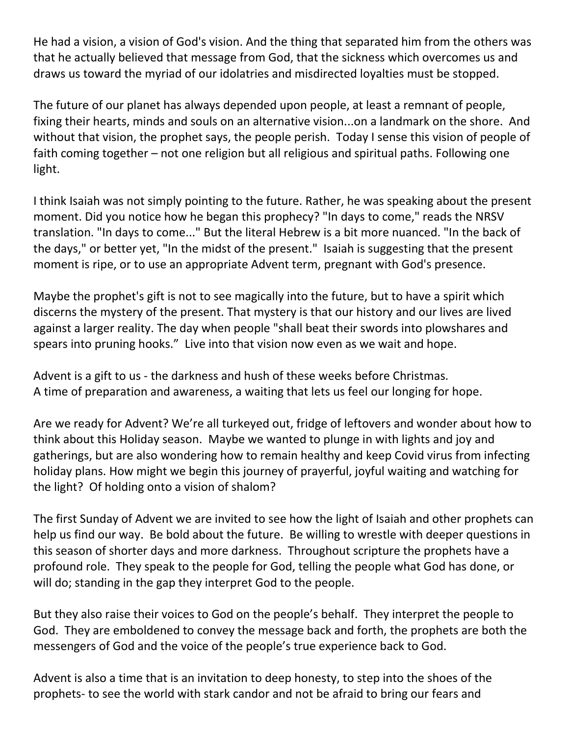He had a vision, a vision of God's vision. And the thing that separated him from the others was that he actually believed that message from God, that the sickness which overcomes us and draws us toward the myriad of our idolatries and misdirected loyalties must be stopped.

The future of our planet has always depended upon people, at least a remnant of people, fixing their hearts, minds and souls on an alternative vision...on a landmark on the shore. And without that vision, the prophet says, the people perish. Today I sense this vision of people of faith coming together – not one religion but all religious and spiritual paths. Following one light.

I think Isaiah was not simply pointing to the future. Rather, he was speaking about the present moment. Did you notice how he began this prophecy? "In days to come," reads the NRSV translation. "In days to come..." But the literal Hebrew is a bit more nuanced. "In the back of the days," or better yet, "In the midst of the present." Isaiah is suggesting that the present moment is ripe, or to use an appropriate Advent term, pregnant with God's presence.

Maybe the prophet's gift is not to see magically into the future, but to have a spirit which discerns the mystery of the present. That mystery is that our history and our lives are lived against a larger reality. The day when people "shall beat their swords into plowshares and spears into pruning hooks." Live into that vision now even as we wait and hope.

Advent is a gift to us - the darkness and hush of these weeks before Christmas.
A time of preparation and awareness, a waiting that lets us feel our longing for hope.

Are we ready for Advent? We're all turkeyed out, fridge of leftovers and wonder about how to think about this Holiday season. Maybe we wanted to plunge in with lights and joy and gatherings, but are also wondering how to remain healthy and keep Covid virus from infecting holiday plans. How might we begin this journey of prayerful, joyful waiting and watching for the light? Of holding onto a vision of shalom?

The first Sunday of Advent we are invited to see how the light of Isaiah and other prophets can help us find our way. Be bold about the future. Be willing to wrestle with deeper questions in this season of shorter days and more darkness. Throughout scripture the prophets have a profound role. They speak to the people for God, telling the people what God has done, or will do; standing in the gap they interpret God to the people.

But they also raise their voices to God on the people's behalf. They interpret the people to God. They are emboldened to convey the message back and forth, the prophets are both the messengers of God and the voice of the people's true experience back to God.

Advent is also a time that is an invitation to deep honesty, to step into the shoes of the prophets- to see the world with stark candor and not be afraid to bring our fears and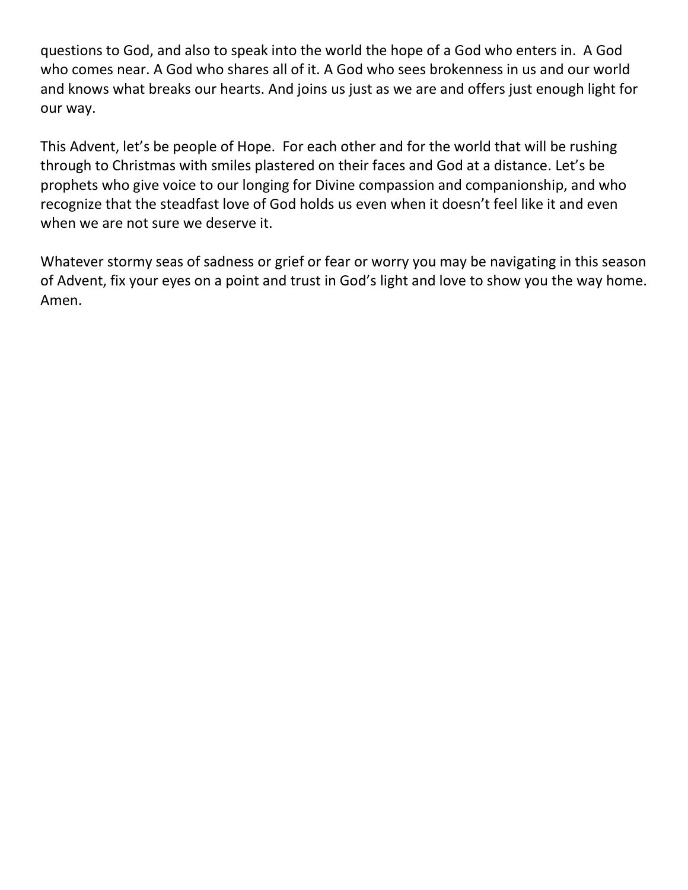questions to God, and also to speak into the world the hope of a God who enters in. A God who comes near. A God who shares all of it. A God who sees brokenness in us and our world and knows what breaks our hearts. And joins us just as we are and offers just enough light for our way.

This Advent, let's be people of Hope. For each other and for the world that will be rushing through to Christmas with smiles plastered on their faces and God at a distance. Let's be prophets who give voice to our longing for Divine compassion and companionship, and who recognize that the steadfast love of God holds us even when it doesn't feel like it and even when we are not sure we deserve it.

Whatever stormy seas of sadness or grief or fear or worry you may be navigating in this season of Advent, fix your eyes on a point and trust in God's light and love to show you the way home. Amen.